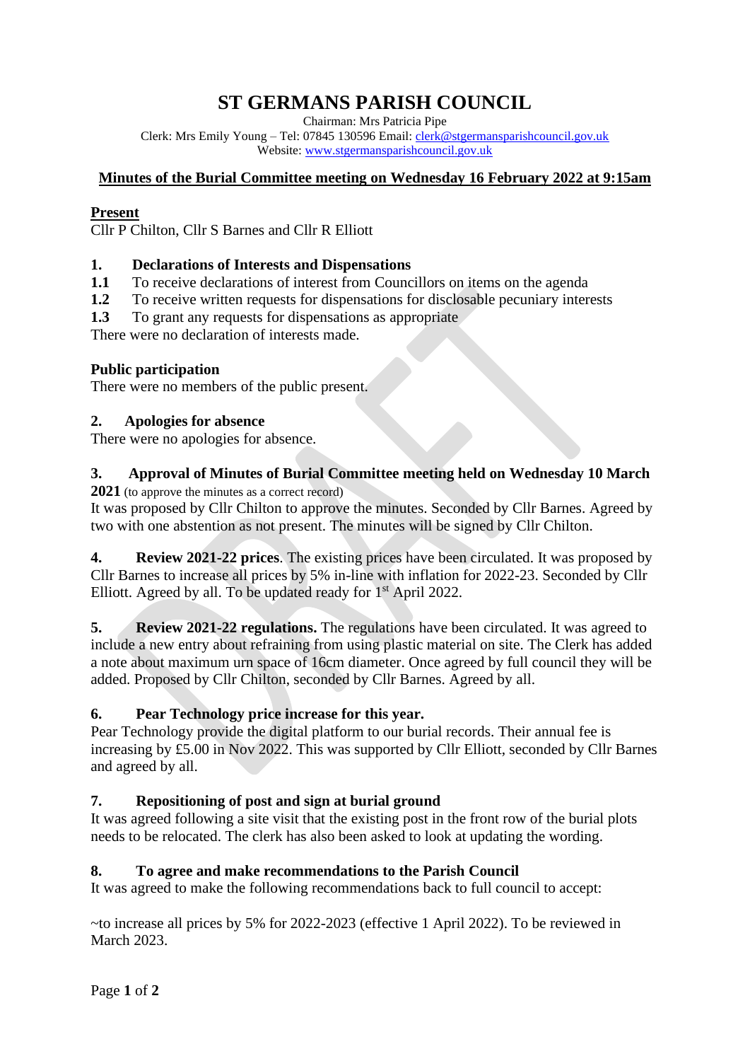# ST GERMANS PARISH COUNCIL

Chairman: Mrs Patricia Pipe
Clerk: Mrs Emily Young – Tel: 07845 130596 Email: clerk@stgermansparishcouncil.gov.uk
Website: www.stgermansparishcouncil.gov.uk

## Minutes of the Burial Committee meeting on Wednesday 16 February 2022 at 9:15am

**Present**
Cllr P Chilton, Cllr S Barnes and Cllr R Elliott

**1. Declarations of Interests and Dispensations**

**1.1** To receive declarations of interest from Councillors on items on the agenda
**1.2** To receive written requests for dispensations for disclosable pecuniary interests
**1.3** To grant any requests for dispensations as appropriate

There were no declaration of interests made.

**Public participation**
There were no members of the public present.

**2. Apologies for absence**
There were no apologies for absence.

**3. Approval of Minutes of Burial Committee meeting held on Wednesday 10 March 2021** (to approve the minutes as a correct record)
It was proposed by Cllr Chilton to approve the minutes. Seconded by Cllr Barnes. Agreed by two with one abstention as not present. The minutes will be signed by Cllr Chilton.

**4. Review 2021-22 prices**. The existing prices have been circulated. It was proposed by Cllr Barnes to increase all prices by 5% in-line with inflation for 2022-23. Seconded by Cllr Elliott. Agreed by all. To be updated ready for 1st April 2022.

**5. Review 2021-22 regulations.** The regulations have been circulated. It was agreed to include a new entry about refraining from using plastic material on site. The Clerk has added a note about maximum urn space of 16cm diameter. Once agreed by full council they will be added. Proposed by Cllr Chilton, seconded by Cllr Barnes. Agreed by all.

**6. Pear Technology price increase for this year.**
Pear Technology provide the digital platform to our burial records. Their annual fee is increasing by £5.00 in Nov 2022. This was supported by Cllr Elliott, seconded by Cllr Barnes and agreed by all.

**7. Repositioning of post and sign at burial ground**
It was agreed following a site visit that the existing post in the front row of the burial plots needs to be relocated. The clerk has also been asked to look at updating the wording.

**8. To agree and make recommendations to the Parish Council**
It was agreed to make the following recommendations back to full council to accept:

~to increase all prices by 5% for 2022-2023 (effective 1 April 2022). To be reviewed in March 2023.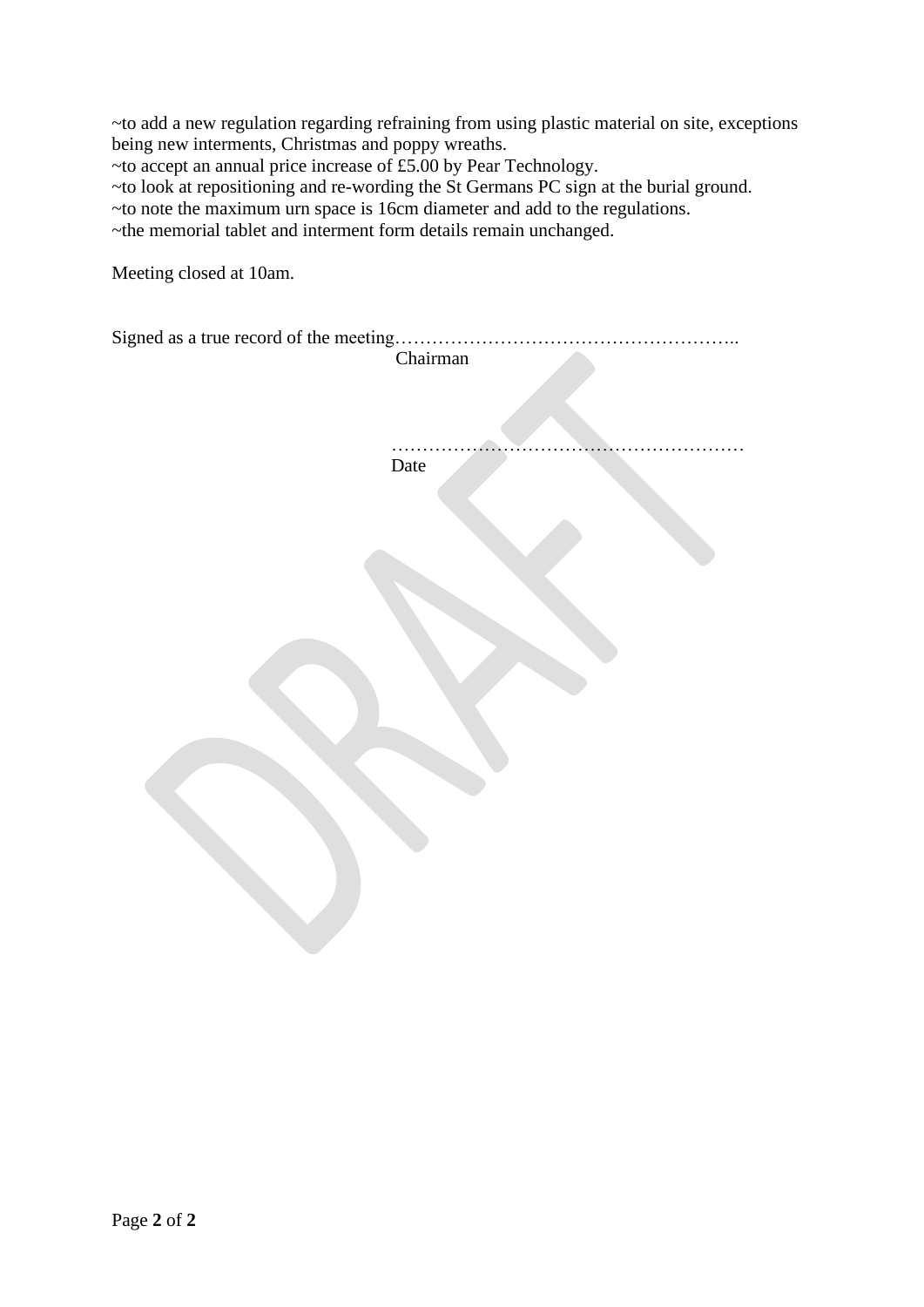~to add a new regulation regarding refraining from using plastic material on site, exceptions being new interments, Christmas and poppy wreaths.
~to accept an annual price increase of £5.00 by Pear Technology.
~to look at repositioning and re-wording the St Germans PC sign at the burial ground.
~to note the maximum urn space is 16cm diameter and add to the regulations.
~the memorial tablet and interment form details remain unchanged.

Meeting closed at 10am.

Signed as a true record of the meeting………………………………………………..
Chairman

…………………………………………………
Date

DRAFT